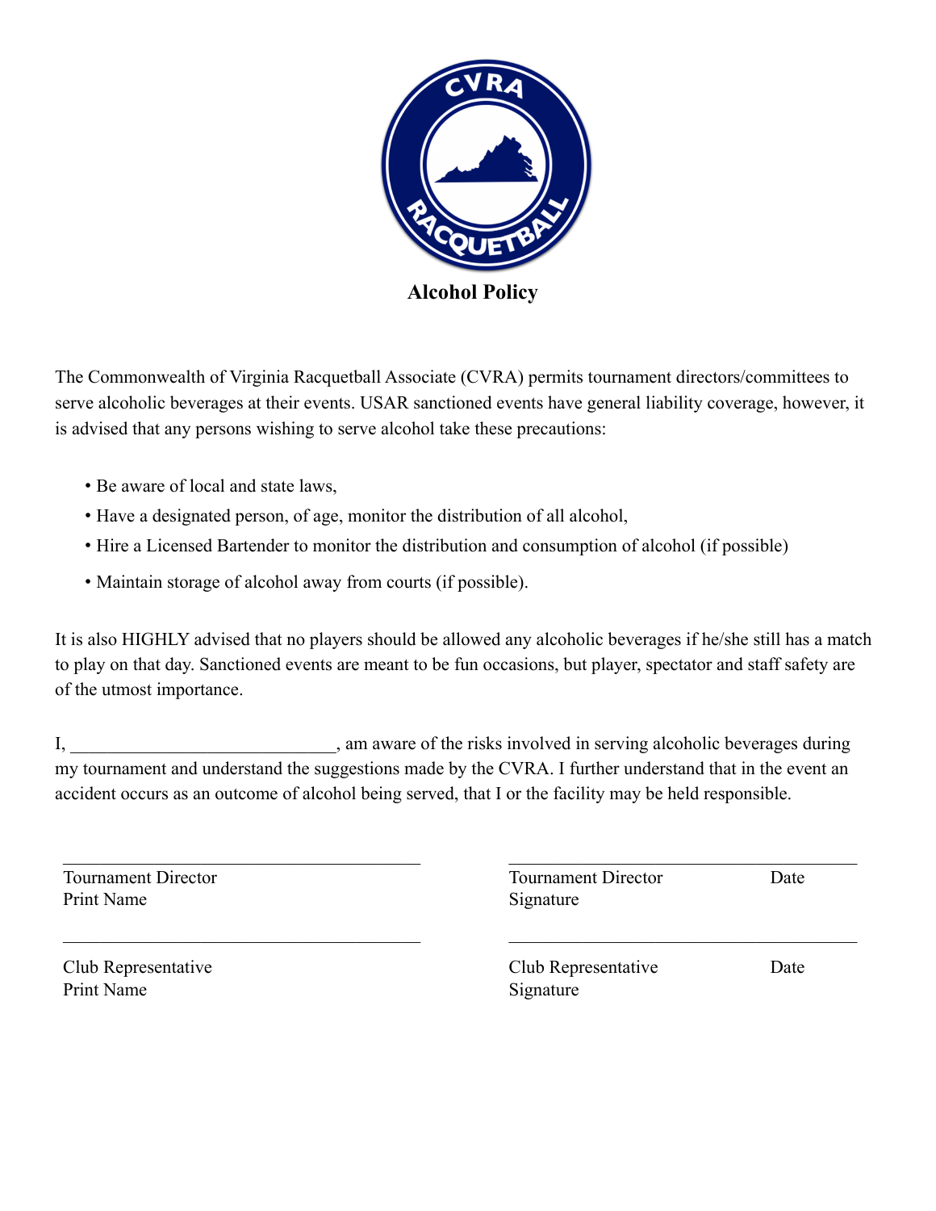# Alcohol Policy

The Commonwealth of Virginia Racquetball Associate (CVRA) permits tournament directors/committees to serve alcoholic beverages at their events. USAR sanctioned events have general liability coverage, however, it is advised that any persons wishing to serve alcohol take these precautions:

- Be aware of local and state laws,
- Have a designated person, of age, monitor the distribution of all alcohol,
- Hire a Licensed Bartender to monitor the distribution and consumption of alcohol (if possible)
- Maintain storage of alcohol away from courts (if possible).

It is also HIGHLY advised that no players should be allowed any alcoholic beverages if he/she still has a match to play on that day. Sanctioned events are meant to be fun occasions, but player, spectator and staff safety are of the utmost importance.

I, ____________________________, am aware of the risks involved in serving alcoholic beverages during my tournament and understand the suggestions made by the CVRA. I further understand that in the event an accident occurs as an outcome of alcohol being served, that I or the facility may be held responsible.

______________________________________
Tournament Director
Print Name

______________________________________
Tournament Director Signature — Date

______________________________________
Club Representative
Print Name

______________________________________
Club Representative Signature — Date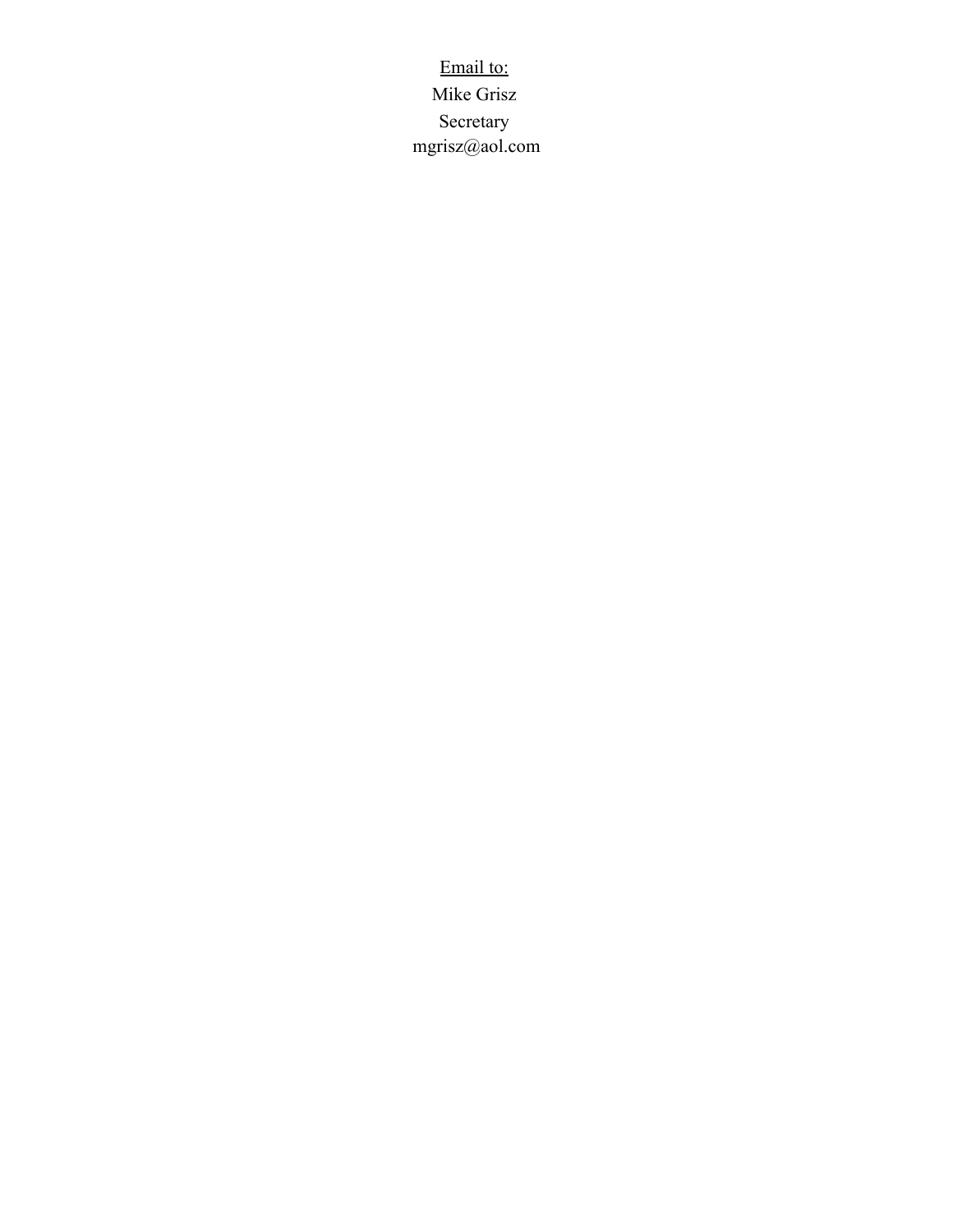<u>Email to:</u>

Mike Grisz

Secretary

mgrisz@aol.com